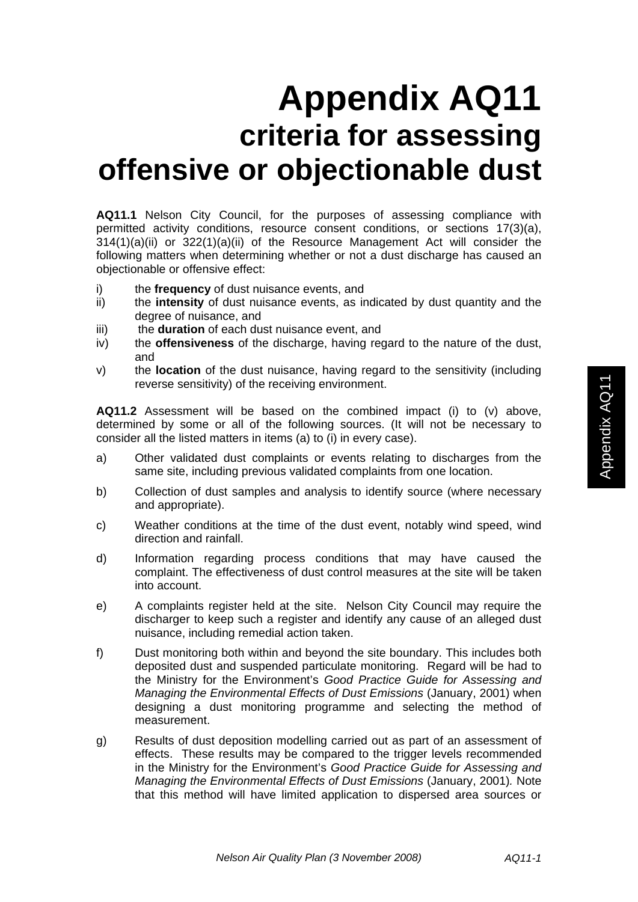# Appendix AQ11
## criteria for assessing offensive or objectionable dust

**AQ11.1** Nelson City Council, for the purposes of assessing compliance with permitted activity conditions, resource consent conditions, or sections 17(3)(a), 314(1)(a)(ii) or 322(1)(a)(ii) of the Resource Management Act will consider the following matters when determining whether or not a dust discharge has caused an objectionable or offensive effect:

i) the **frequency** of dust nuisance events, and
ii) the **intensity** of dust nuisance events, as indicated by dust quantity and the degree of nuisance, and
iii) the **duration** of each dust nuisance event, and
iv) the **offensiveness** of the discharge, having regard to the nature of the dust, and
v) the **location** of the dust nuisance, having regard to the sensitivity (including reverse sensitivity) of the receiving environment.

**AQ11.2** Assessment will be based on the combined impact (i) to (v) above, determined by some or all of the following sources. (It will not be necessary to consider all the listed matters in items (a) to (i) in every case).

a) Other validated dust complaints or events relating to discharges from the same site, including previous validated complaints from one location.

b) Collection of dust samples and analysis to identify source (where necessary and appropriate).

c) Weather conditions at the time of the dust event, notably wind speed, wind direction and rainfall.

d) Information regarding process conditions that may have caused the complaint. The effectiveness of dust control measures at the site will be taken into account.

e) A complaints register held at the site. Nelson City Council may require the discharger to keep such a register and identify any cause of an alleged dust nuisance, including remedial action taken.

f) Dust monitoring both within and beyond the site boundary. This includes both deposited dust and suspended particulate monitoring. Regard will be had to the Ministry for the Environment's *Good Practice Guide for Assessing and Managing the Environmental Effects of Dust Emissions* (January, 2001) when designing a dust monitoring programme and selecting the method of measurement.

g) Results of dust deposition modelling carried out as part of an assessment of effects. These results may be compared to the trigger levels recommended in the Ministry for the Environment's *Good Practice Guide for Assessing and Managing the Environmental Effects of Dust Emissions* (January, 2001). Note that this method will have limited application to dispersed area sources or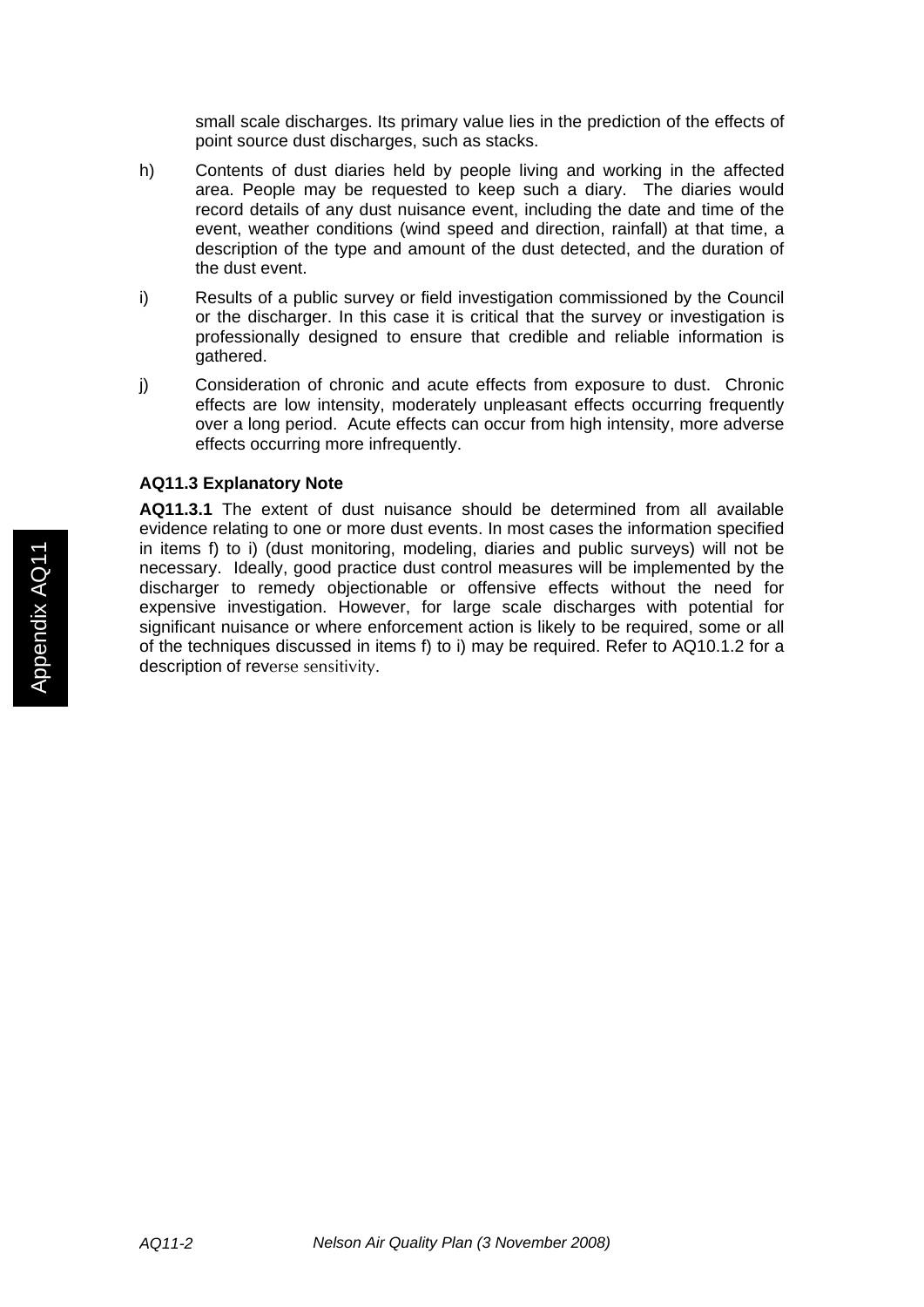small scale discharges. Its primary value lies in the prediction of the effects of point source dust discharges, such as stacks.

h) Contents of dust diaries held by people living and working in the affected area. People may be requested to keep such a diary. The diaries would record details of any dust nuisance event, including the date and time of the event, weather conditions (wind speed and direction, rainfall) at that time, a description of the type and amount of the dust detected, and the duration of the dust event.

i) Results of a public survey or field investigation commissioned by the Council or the discharger. In this case it is critical that the survey or investigation is professionally designed to ensure that credible and reliable information is gathered.

j) Consideration of chronic and acute effects from exposure to dust. Chronic effects are low intensity, moderately unpleasant effects occurring frequently over a long period. Acute effects can occur from high intensity, more adverse effects occurring more infrequently.

**AQ11.3 Explanatory Note**

**AQ11.3.1** The extent of dust nuisance should be determined from all available evidence relating to one or more dust events. In most cases the information specified in items f) to i) (dust monitoring, modeling, diaries and public surveys) will not be necessary. Ideally, good practice dust control measures will be implemented by the discharger to remedy objectionable or offensive effects without the need for expensive investigation. However, for large scale discharges with potential for significant nuisance or where enforcement action is likely to be required, some or all of the techniques discussed in items f) to i) may be required. Refer to AQ10.1.2 for a description of reverse sensitivity.